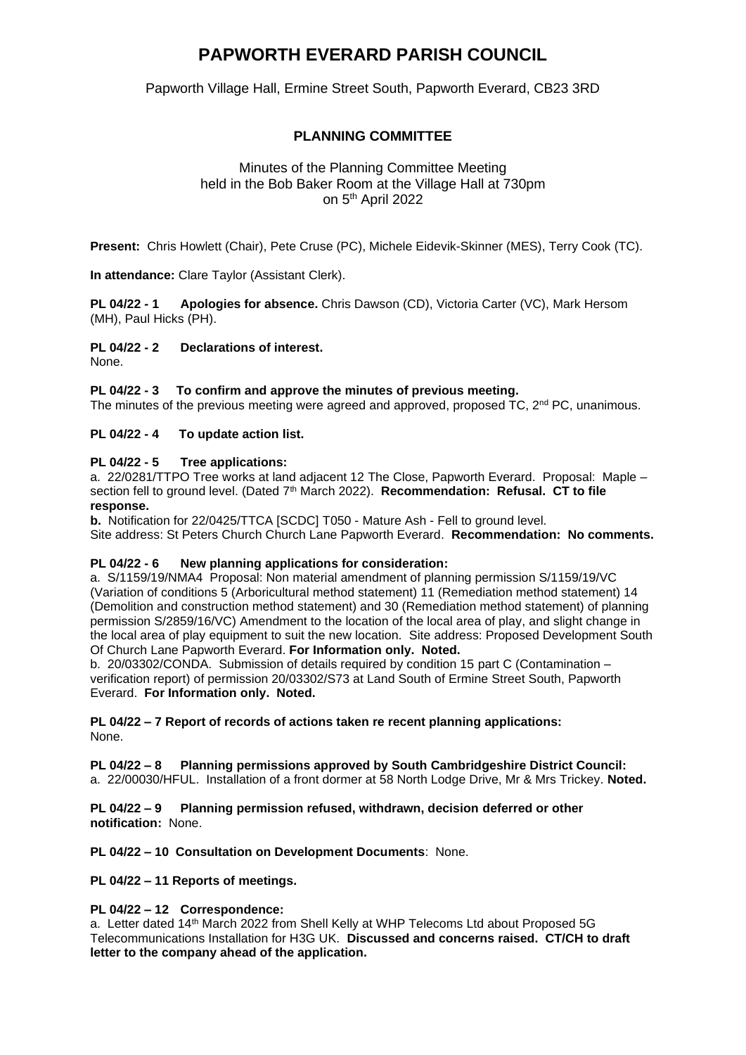# PAPWORTH EVERARD PARISH COUNCIL

Papworth Village Hall, Ermine Street South, Papworth Everard, CB23 3RD

## PLANNING COMMITTEE

Minutes of the Planning Committee Meeting
held in the Bob Baker Room at the Village Hall at 730pm
on 5th April 2022

**Present:** Chris Howlett (Chair), Pete Cruse (PC), Michele Eidevik-Skinner (MES), Terry Cook (TC).

**In attendance:** Clare Taylor (Assistant Clerk).

**PL 04/22 - 1 Apologies for absence.** Chris Dawson (CD), Victoria Carter (VC), Mark Hersom (MH), Paul Hicks (PH).

**PL 04/22 - 2 Declarations of interest.**
None.

**PL 04/22 - 3 To confirm and approve the minutes of previous meeting.**
The minutes of the previous meeting were agreed and approved, proposed TC, 2nd PC, unanimous.

**PL 04/22 - 4 To update action list.**

**PL 04/22 - 5 Tree applications:**
a. 22/0281/TTPO Tree works at land adjacent 12 The Close, Papworth Everard. Proposal: Maple – section fell to ground level. (Dated 7th March 2022). **Recommendation: Refusal. CT to file response.**
**b.** Notification for 22/0425/TTCA [SCDC] T050 - Mature Ash - Fell to ground level.
Site address: St Peters Church Church Lane Papworth Everard. **Recommendation: No comments.**

**PL 04/22 - 6 New planning applications for consideration:**
a. S/1159/19/NMA4 Proposal: Non material amendment of planning permission S/1159/19/VC (Variation of conditions 5 (Arboricultural method statement) 11 (Remediation method statement) 14 (Demolition and construction method statement) and 30 (Remediation method statement) of planning permission S/2859/16/VC) Amendment to the location of the local area of play, and slight change in the local area of play equipment to suit the new location. Site address: Proposed Development South Of Church Lane Papworth Everard. **For Information only. Noted.**
b. 20/03302/CONDA. Submission of details required by condition 15 part C (Contamination – verification report) of permission 20/03302/S73 at Land South of Ermine Street South, Papworth Everard. **For Information only. Noted.**

**PL 04/22 – 7 Report of records of actions taken re recent planning applications:**
None.

**PL 04/22 – 8 Planning permissions approved by South Cambridgeshire District Council:**
a. 22/00030/HFUL. Installation of a front dormer at 58 North Lodge Drive, Mr & Mrs Trickey. **Noted.**

**PL 04/22 – 9 Planning permission refused, withdrawn, decision deferred or other notification:** None.

**PL 04/22 – 10 Consultation on Development Documents**: None.

**PL 04/22 – 11 Reports of meetings.**

**PL 04/22 – 12 Correspondence:**
a. Letter dated 14th March 2022 from Shell Kelly at WHP Telecoms Ltd about Proposed 5G Telecommunications Installation for H3G UK. **Discussed and concerns raised. CT/CH to draft letter to the company ahead of the application.**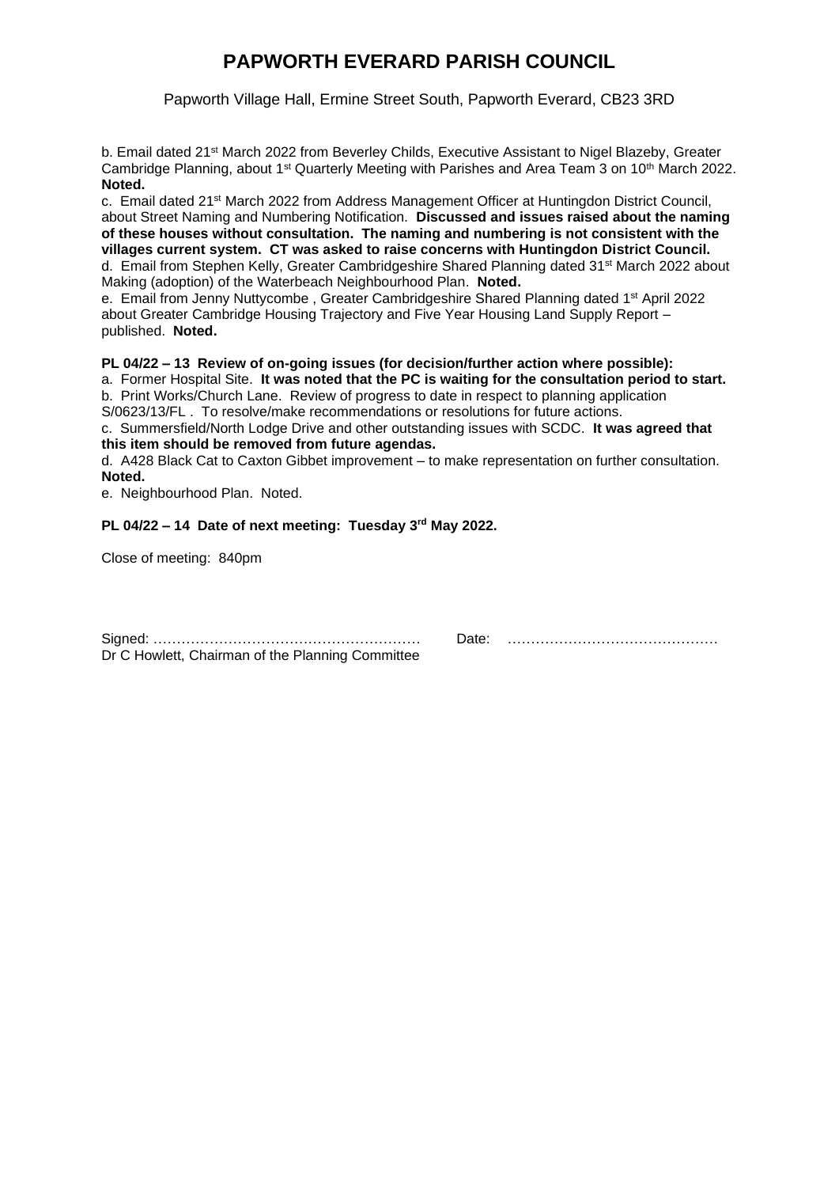# PAPWORTH EVERARD PARISH COUNCIL

Papworth Village Hall, Ermine Street South, Papworth Everard, CB23 3RD

b. Email dated 21st March 2022 from Beverley Childs, Executive Assistant to Nigel Blazeby, Greater Cambridge Planning, about 1st Quarterly Meeting with Parishes and Area Team 3 on 10th March 2022. **Noted.**

c. Email dated 21st March 2022 from Address Management Officer at Huntingdon District Council, about Street Naming and Numbering Notification. **Discussed and issues raised about the naming of these houses without consultation. The naming and numbering is not consistent with the villages current system. CT was asked to raise concerns with Huntingdon District Council.**

d. Email from Stephen Kelly, Greater Cambridgeshire Shared Planning dated 31st March 2022 about Making (adoption) of the Waterbeach Neighbourhood Plan. **Noted.**

e. Email from Jenny Nuttycombe , Greater Cambridgeshire Shared Planning dated 1st April 2022 about Greater Cambridge Housing Trajectory and Five Year Housing Land Supply Report – published. **Noted.**

**PL 04/22 – 13 Review of on-going issues (for decision/further action where possible):**

a. Former Hospital Site. **It was noted that the PC is waiting for the consultation period to start.**

b. Print Works/Church Lane. Review of progress to date in respect to planning application S/0623/13/FL . To resolve/make recommendations or resolutions for future actions.

c. Summersfield/North Lodge Drive and other outstanding issues with SCDC. **It was agreed that this item should be removed from future agendas.**

d. A428 Black Cat to Caxton Gibbet improvement – to make representation on further consultation. **Noted.**

e. Neighbourhood Plan. Noted.

**PL 04/22 – 14 Date of next meeting: Tuesday 3rd May 2022.**

Close of meeting: 840pm

Signed: ……………………………………………… Date: ……………………………………

Dr C Howlett, Chairman of the Planning Committee